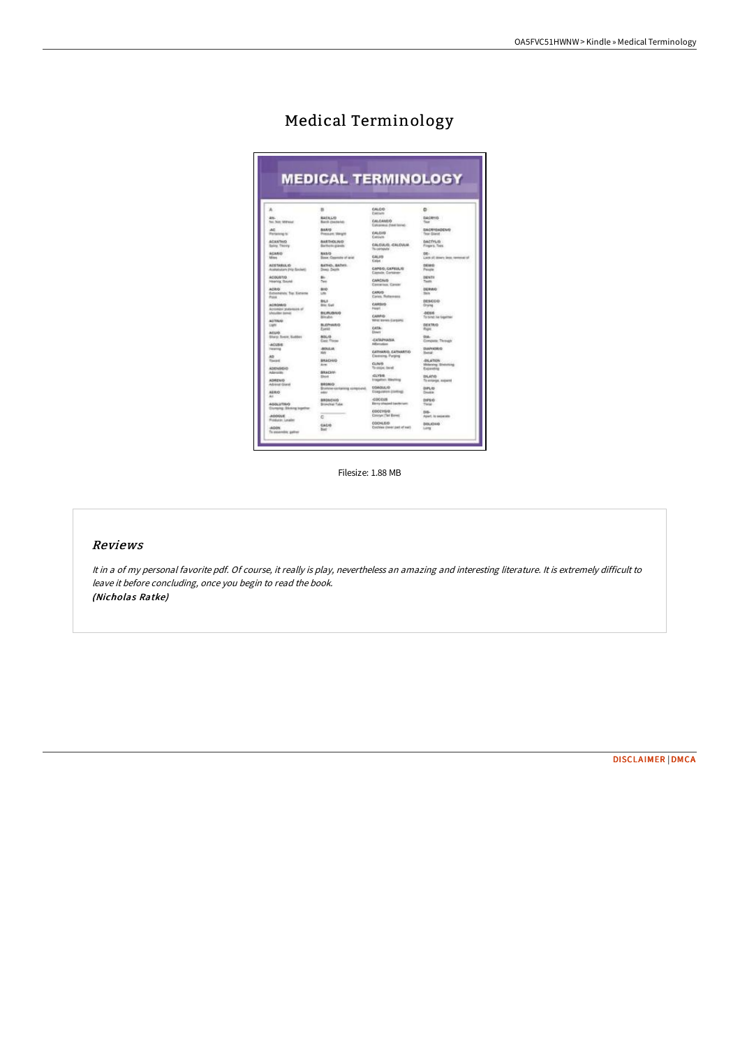# Medical Terminology

Filesize: 1.88 MB

## Reviews

*It in a of my personal favorite pdf. Of course, it really is play, nevertheless an amazing and interesting literature. It is extremely difficult to leave it before concluding, once you begin to read the book.*
***(Nicholas Ratke)***

DISCLAIMER | DMCA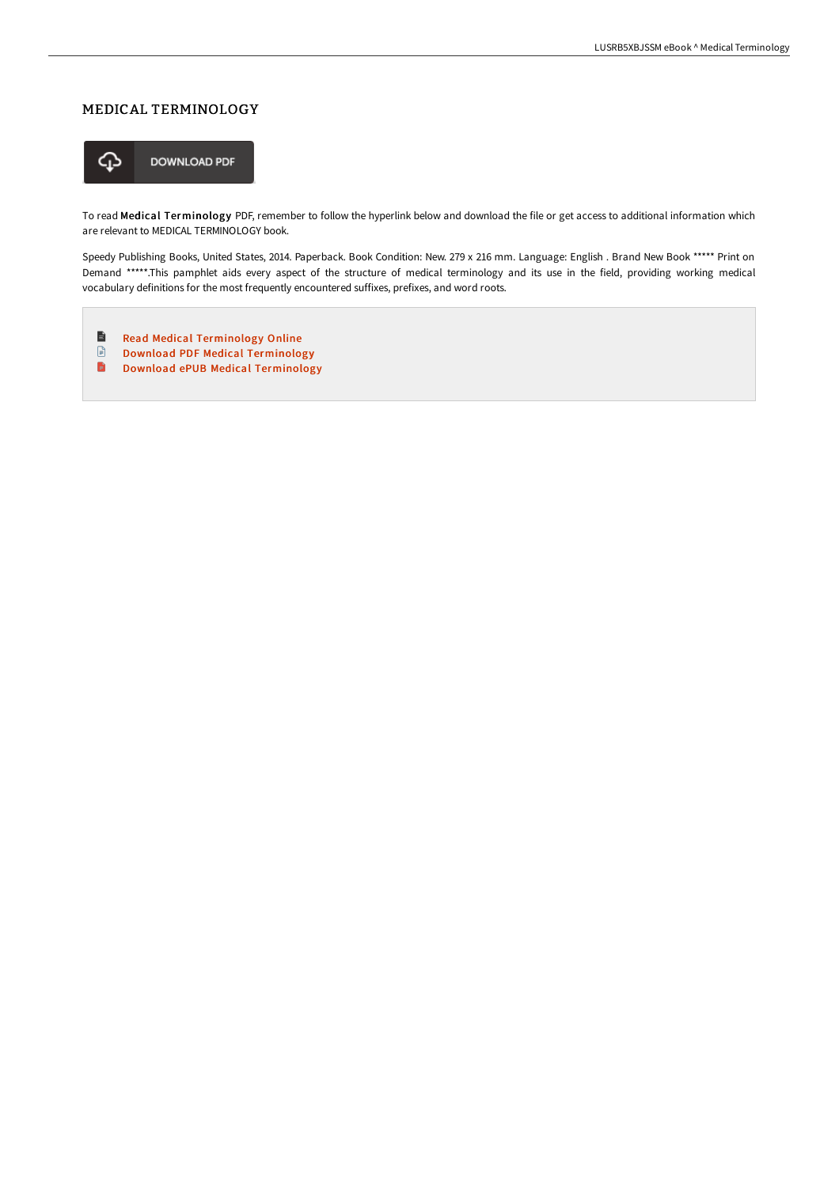# MEDICAL TERMINOLOGY

DOWNLOAD PDF

To read **Medical Terminology** PDF, remember to follow the hyperlink below and download the file or get access to additional information which are relevant to MEDICAL TERMINOLOGY book.

Speedy Publishing Books, United States, 2014. Paperback. Book Condition: New. 279 x 216 mm. Language: English . Brand New Book ***** Print on Demand *****.This pamphlet aids every aspect of the structure of medical terminology and its use in the field, providing working medical vocabulary definitions for the most frequently encountered suffixes, prefixes, and word roots.

- Read Medical Terminology Online
- Download PDF Medical Terminology
- Download ePUB Medical Terminology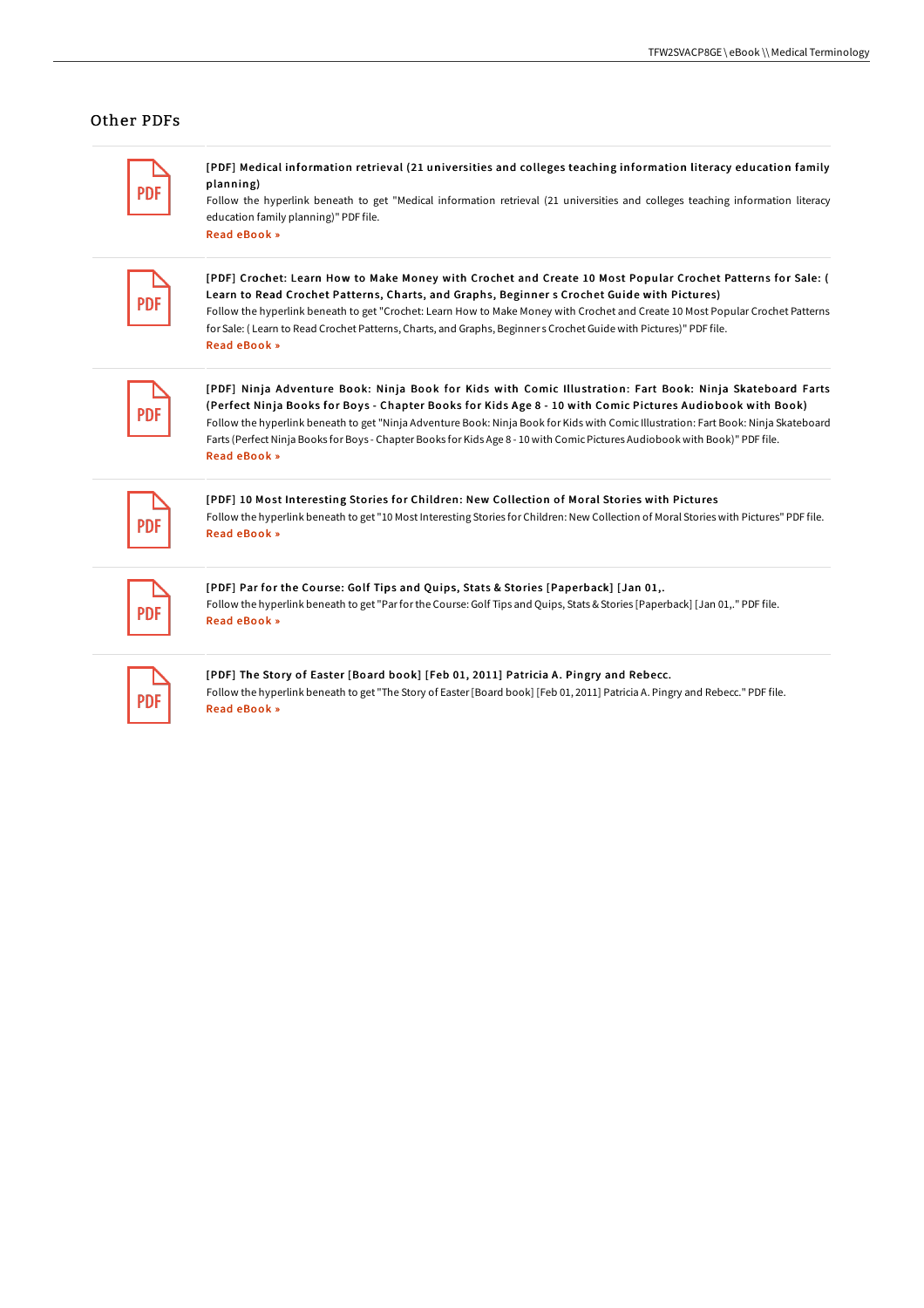## Other PDFs

**[PDF] Medical information retrieval (21 universities and colleges teaching information literacy education family planning)**

Follow the hyperlink beneath to get "Medical information retrieval (21 universities and colleges teaching information literacy education family planning)" PDF file.

Read eBook »

**[PDF] Crochet: Learn How to Make Money with Crochet and Create 10 Most Popular Crochet Patterns for Sale: ( Learn to Read Crochet Patterns, Charts, and Graphs, Beginner s Crochet Guide with Pictures)**

Follow the hyperlink beneath to get "Crochet: Learn How to Make Money with Crochet and Create 10 Most Popular Crochet Patterns for Sale: ( Learn to Read Crochet Patterns, Charts, and Graphs, Beginner s Crochet Guide with Pictures)" PDF file.

Read eBook »

**[PDF] Ninja Adventure Book: Ninja Book for Kids with Comic Illustration: Fart Book: Ninja Skateboard Farts (Perfect Ninja Books for Boys - Chapter Books for Kids Age 8 - 10 with Comic Pictures Audiobook with Book)**

Follow the hyperlink beneath to get "Ninja Adventure Book: Ninja Book for Kids with Comic Illustration: Fart Book: Ninja Skateboard Farts (Perfect Ninja Books for Boys - Chapter Books for Kids Age 8 - 10 with Comic Pictures Audiobook with Book)" PDF file.

Read eBook »

**[PDF] 10 Most Interesting Stories for Children: New Collection of Moral Stories with Pictures**

Follow the hyperlink beneath to get "10 Most Interesting Stories for Children: New Collection of Moral Stories with Pictures" PDF file.

Read eBook »

**[PDF] Par for the Course: Golf Tips and Quips, Stats & Stories [Paperback] [Jan 01,.**

Follow the hyperlink beneath to get "Par for the Course: Golf Tips and Quips, Stats & Stories [Paperback] [Jan 01,." PDF file.

Read eBook »

**[PDF] The Story of Easter [Board book] [Feb 01, 2011] Patricia A. Pingry and Rebecc.**

Follow the hyperlink beneath to get "The Story of Easter [Board book] [Feb 01, 2011] Patricia A. Pingry and Rebecc." PDF file.

Read eBook »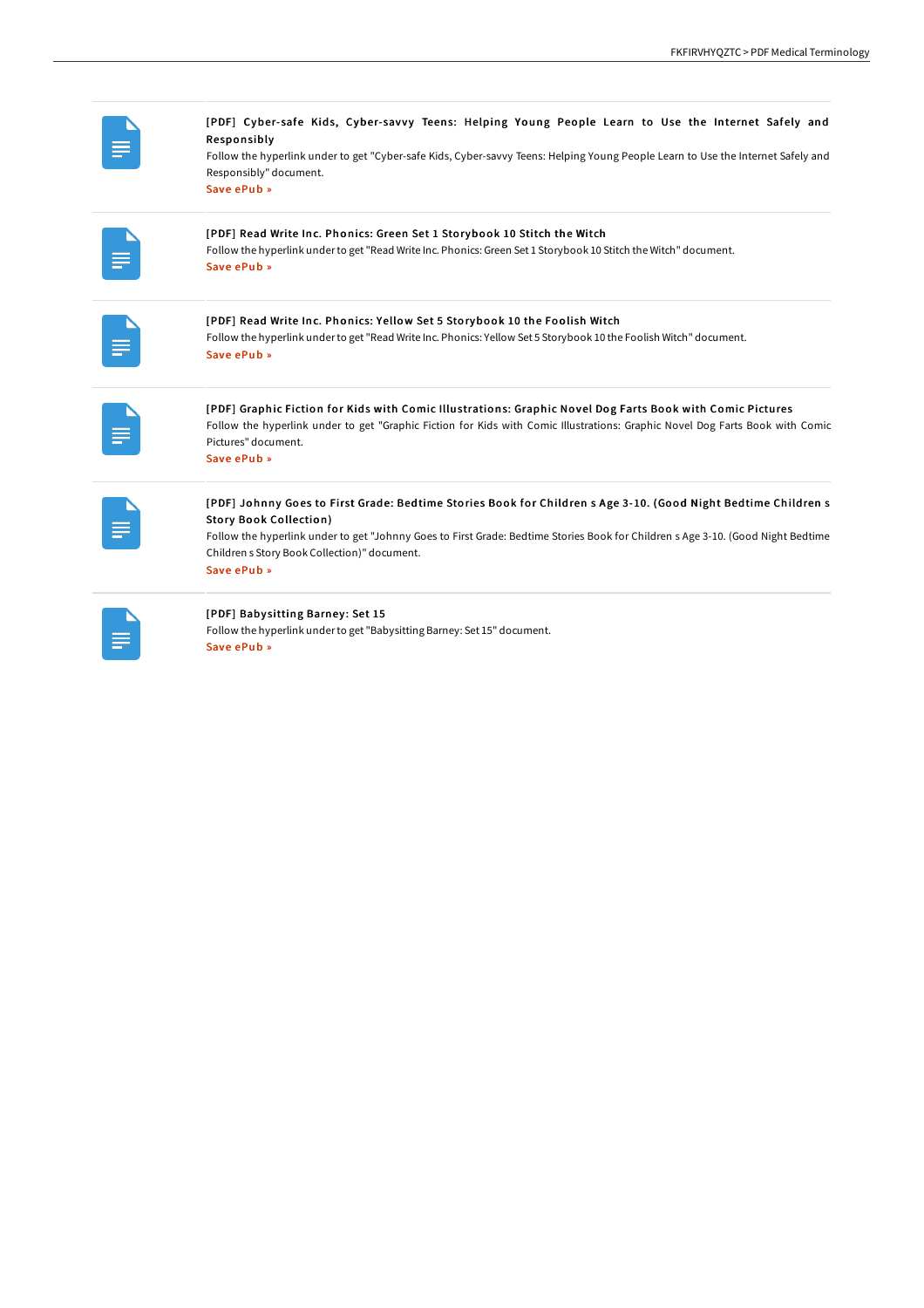[PDF] Cyber-safe Kids, Cyber-savvy Teens: Helping Young People Learn to Use the Internet Safely and Responsibly

Follow the hyperlink under to get "Cyber-safe Kids, Cyber-savvy Teens: Helping Young People Learn to Use the Internet Safely and Responsibly" document.

Save ePub »

[PDF] Read Write Inc. Phonics: Green Set 1 Storybook 10 Stitch the Witch

Follow the hyperlink under to get "Read Write Inc. Phonics: Green Set 1 Storybook 10 Stitch the Witch" document.

Save ePub »

[PDF] Read Write Inc. Phonics: Yellow Set 5 Storybook 10 the Foolish Witch

Follow the hyperlink under to get "Read Write Inc. Phonics: Yellow Set 5 Storybook 10 the Foolish Witch" document.

Save ePub »

[PDF] Graphic Fiction for Kids with Comic Illustrations: Graphic Novel Dog Farts Book with Comic Pictures

Follow the hyperlink under to get "Graphic Fiction for Kids with Comic Illustrations: Graphic Novel Dog Farts Book with Comic Pictures" document.

Save ePub »

[PDF] Johnny Goes to First Grade: Bedtime Stories Book for Children s Age 3-10. (Good Night Bedtime Children s Story Book Collection)

Follow the hyperlink under to get "Johnny Goes to First Grade: Bedtime Stories Book for Children s Age 3-10. (Good Night Bedtime Children s Story Book Collection)" document.

Save ePub »

[PDF] Babysitting Barney: Set 15

Follow the hyperlink under to get "Babysitting Barney: Set 15" document.

Save ePub »